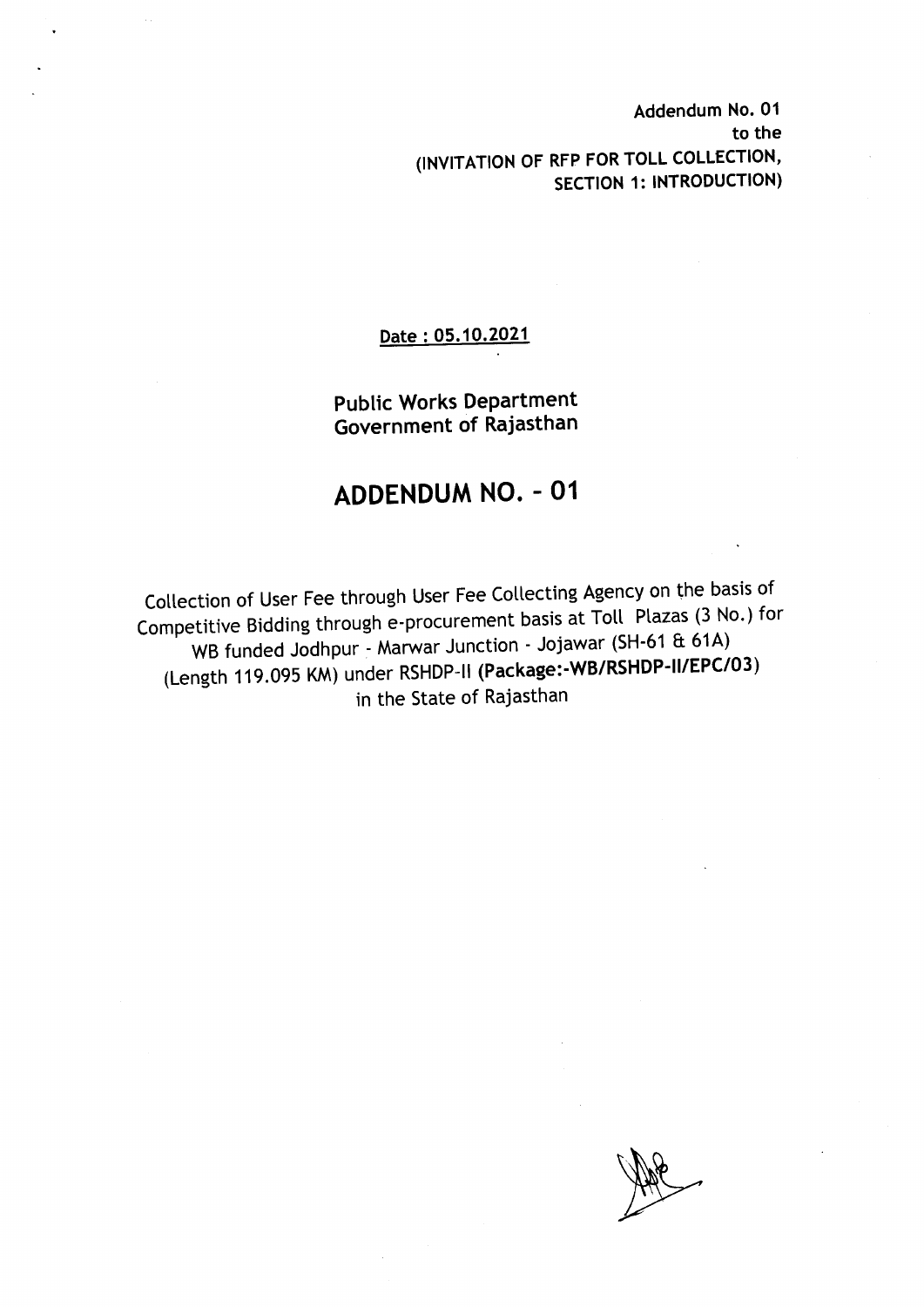**Addendum No. 01**
**to the**
**(INVITATION OF RFP FOR TOLL COLLECTION,**
**SECTION 1: INTRODUCTION)**

**Date : 05.10.2021**

**Public Works Department**
**Government of Rajasthan**

# ADDENDUM NO. - 01

Collection of User Fee through User Fee Collecting Agency on the basis of Competitive Bidding through e-procurement basis at Toll Plazas (3 No.) for WB funded Jodhpur - Marwar Junction - Jojawar (SH-61 & 61A) (Length 119.095 KM) under RSHDP-II **(Package:-WB/RSHDP-II/EPC/03)** in the State of Rajasthan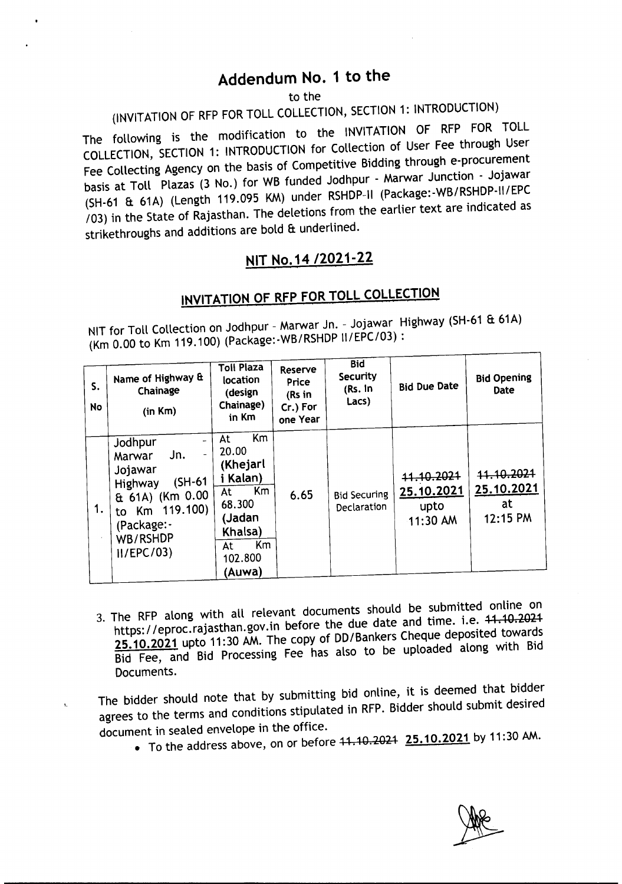# Addendum No. 1 to the

to the

(INVITATION OF RFP FOR TOLL COLLECTION, SECTION 1: INTRODUCTION)

The following is the modification to the INVITATION OF RFP FOR TOLL COLLECTION, SECTION 1: INTRODUCTION for Collection of User Fee through User Fee Collecting Agency on the basis of Competitive Bidding through e-procurement basis at Toll Plazas (3 No.) for WB funded Jodhpur - Marwar Junction - Jojawar (SH-61 & 61A) (Length 119.095 KM) under RSHDP-II (Package:-WB/RSHDP-II/EPC /03) in the State of Rajasthan. The deletions from the earlier text are indicated as strikethroughs and additions are bold & underlined.

## NIT No.14 /2021-22

## INVITATION OF RFP FOR TOLL COLLECTION

NIT for Toll Collection on Jodhpur - Marwar Jn. - Jojawar Highway (SH-61 & 61A) (Km 0.00 to Km 119.100) (Package:-WB/RSHDP II/EPC/03) :

| S. No | Name of Highway & Chainage (in Km) | Toll Plaza location (design Chainage) in Km | Reserve Price (Rs in Cr.) For one Year | Bid Security (Rs. In Lacs) | Bid Due Date | Bid Opening Date |
|---|---|---|---|---|---|---|
| 1. | Jodhpur - Marwar Jn. - Jojawar Highway (SH-61 & 61A) (Km 0.00 to Km 119.100) (Package:-WB/RSHDP II/EPC/03) | At Km 20.00 **(Khejarli Kalan)**<br>At Km 68.300 **(Jadan Khalsa)**<br>At Km 102.800 **(Auwa)** | 6.65 | Bid Securing Declaration | ~~11.10.2021~~ **<u>25.10.2021</u>** upto 11:30 AM | ~~11.10.2021~~ **<u>25.10.2021</u>** at 12:15 PM |

3. The RFP along with all relevant documents should be submitted online on https://eproc.rajasthan.gov.in before the due date and time. i.e. ~~11.10.2021~~ **<u>25.10.2021</u>** upto 11:30 AM. The copy of DD/Bankers Cheque deposited towards Bid Fee, and Bid Processing Fee has also to be uploaded along with Bid Documents.

The bidder should note that by submitting bid online, it is deemed that bidder agrees to the terms and conditions stipulated in RFP. Bidder should submit desired document in sealed envelope in the office.

- To the address above, on or before ~~11.10.2021~~ **<u>25.10.2021</u>** by 11:30 AM.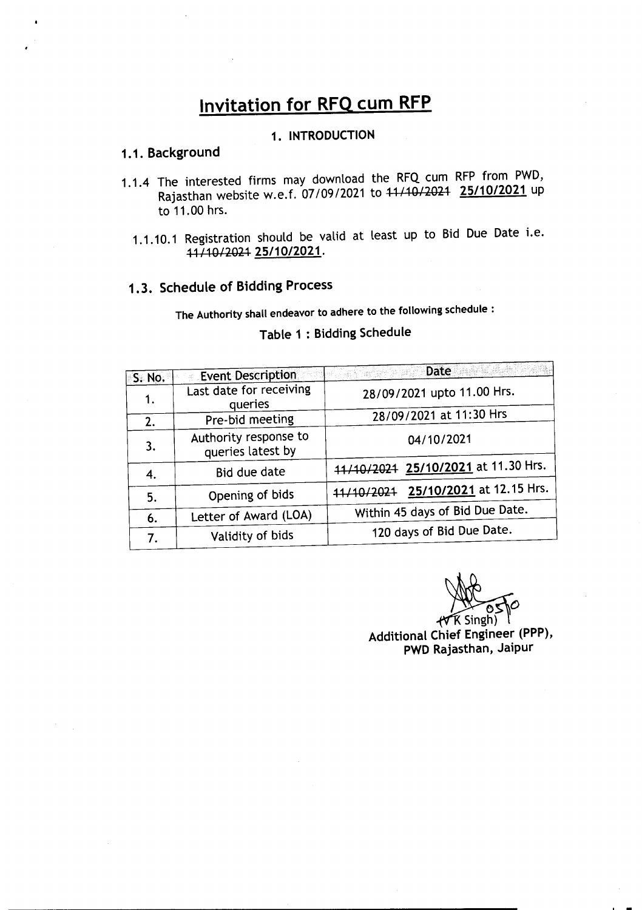# Invitation for RFQ cum RFP

## 1. INTRODUCTION

### 1.1. Background

1.1.4 The interested firms may download the RFQ cum RFP from PWD, Rajasthan website w.e.f. 07/09/2021 to ~~11/10/2021~~ **25/10/2021** up to 11.00 hrs.

1.1.10.1 Registration should be valid at least up to Bid Due Date i.e. ~~11/10/2021~~ **25/10/2021**.

### 1.3. Schedule of Bidding Process

The Authority shall endeavor to adhere to the following schedule :

**Table 1 : Bidding Schedule**

| S. No. | Event Description | Date |
|---|---|---|
| 1. | Last date for receiving queries | 28/09/2021 upto 11.00 Hrs. |
| 2. | Pre-bid meeting | 28/09/2021 at 11:30 Hrs |
| 3. | Authority response to queries latest by | 04/10/2021 |
| 4. | Bid due date | ~~11/10/2021~~ **25/10/2021** at 11.30 Hrs. |
| 5. | Opening of bids | ~~11/10/2021~~ **25/10/2021** at 12.15 Hrs. |
| 6. | Letter of Award (LOA) | Within 45 days of Bid Due Date. |
| 7. | Validity of bids | 120 days of Bid Due Date. |

05/10

(V K Singh)
**Additional Chief Engineer (PPP),**
**PWD Rajasthan, Jaipur**